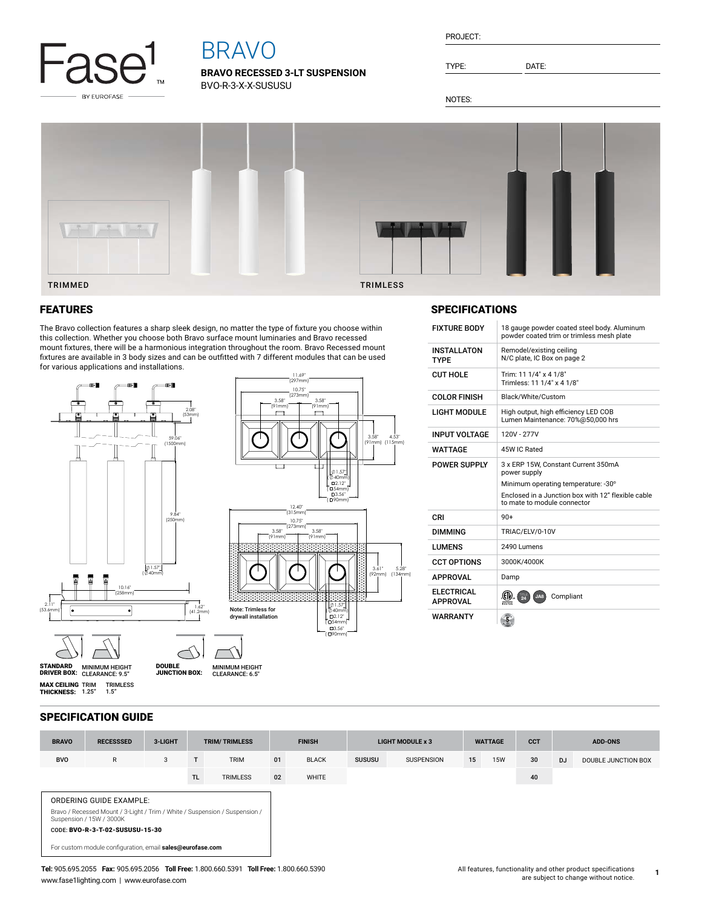Fase1 BY EUROFASE

# BRAVO

**BRAVO RECESSED 3-LT SUSPENSION**

BVO-R-3-X-X-SUSUSU

PROJECT:

TYPE: DATE:

NOTES:

TRIMMED TRIMLESS

## FEATURES

The Bravo collection features a sharp sleek design, no matter the type of fixture you choose within this collection. Whether you choose both Bravo surface mount luminaries and Bravo recessed mount fixtures, there will be a harmonious integration throughout the room. Bravo Recessed mount fixtures are available in 3 body sizes and can be outfitted with 7 different modules that can be used for various applications and installations.

2.08" (53mm)
59.06" (1500mm)
9.84" (250mm)
Ø1.57" (Ø40mm)
10.16" (258mm)
2.11" (53.6mm)
1.62" (41.2mm)

11.69" (297mm)
10.75" (273mm)
3.58" (91mm) 3.58" (91mm)
3.58" (91mm) 4.53" (115mm)
Ø1.57" (Ø40mm)
□2.12" (□54mm)
□3.56" (□90mm)

12.40" (315mm)
10.75" (273mm)
3.58" (91mm) 3.58" (91mm)
3.61" (92mm) 5.28" (134mm)
Ø1.57" (Ø40mm)
□2.12" (□54mm)
□3.56" (□90mm)

Note: Trimless for drywall installation

**STANDARD DRIVER BOX:** MINIMUM HEIGHT CLEARANCE: 9.5"

**DOUBLE JUNCTION BOX:** MINIMUM HEIGHT CLEARANCE: 6.5"

**MAX CEILING THICKNESS:** TRIM 1.25" TRIMLESS 1.5"

## SPECIFICATIONS

| | |
|---|---|
| **FIXTURE BODY** | 18 gauge powder coated steel body. Aluminum powder coated trim or trimless mesh plate |
| **INSTALLATON TYPE** | Remodel/existing ceiling<br>N/C plate, IC Box on page 2 |
| **CUT HOLE** | Trim: 11 1/4" x 4 1/8"<br>Trimless: 11 1/4" x 4 1/8" |
| **COLOR FINISH** | Black/White/Custom |
| **LIGHT MODULE** | High output, high efficiency LED COB<br>Lumen Maintenance: 70%@50,000 hrs |
| **INPUT VOLTAGE** | 120V - 277V |
| **WATTAGE** | 45W IC Rated |
| **POWER SUPPLY** | 3 x ERP 15W, Constant Current 350mA power supply<br>Minimum operating temperature: -30°<br>Enclosed in a Junction box with 12" flexible cable to mate to module connector |
| **CRI** | 90+ |
| **DIMMING** | TRIAC/ELV/0-10V |
| **LUMENS** | 2490 Lumens |
| **CCT OPTIONS** | 3000K/4000K |
| **APPROVAL** | Damp |
| **ELECTRICAL APPROVAL** | Compliant |
| **WARRANTY** | |

## SPECIFICATION GUIDE

| BRAVO | RECESSSED | 3-LIGHT | TRIM/ TRIMLESS | | FINISH | | LIGHT MODULE x 3 | | WATTAGE | | CCT | ADD-ONS | |
|---|---|---|---|---|---|---|---|---|---|---|---|---|---|
| BVO | R | 3 | T | TRIM | 01 | BLACK | SUSUSU | SUSPENSION | 15 | 15W | 30 | DJ | DOUBLE JUNCTION BOX |
| | | | TL | TRIMLESS | 02 | WHITE | | | | | 40 | | |

ORDERING GUIDE EXAMPLE:

Bravo / Recessed Mount / 3-Light / Trim / White / Suspension / Suspension / Suspension / 15W / 3000K

CODE: **BVO-R-3-T-02-SUSUSU-15-30**

For custom module configuration, email **sales@eurofase.com**

**Tel:** 905.695.2055 **Fax:** 905.695.2056 **Toll Free:** 1.800.660.5391 **Toll Free:** 1.800.660.5390
www.fase1lighting.com | www.eurofase.com

All features, functionality and other product specifications are subject to change without notice.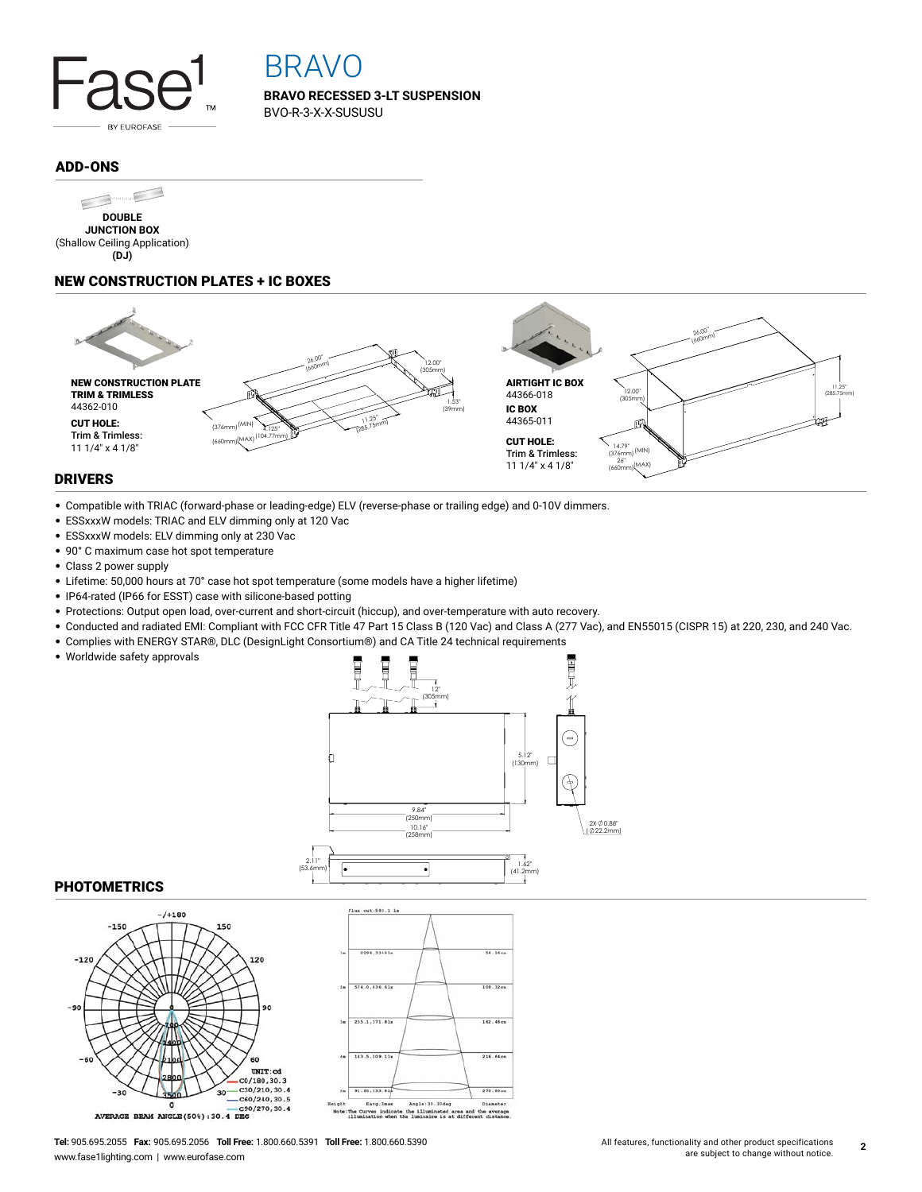# BRAVO

**BRAVO RECESSED 3-LT SUSPENSION**
BVO-R-3-X-X-SUSUSU

## ADD-ONS

**DOUBLE JUNCTION BOX**
(Shallow Ceiling Application)
**(DJ)**

## NEW CONSTRUCTION PLATES + IC BOXES

**NEW CONSTRUCTION PLATE TRIM & TRIMLESS**
44362-010

**CUT HOLE:**
Trim & Trimless:
11 1/4" x 4 1/8"

26.00" (660mm)
12.00" (305mm)
1.53" (39mm)
11.25" (285.75mm)
4.125" (104.77mm)
(376mm) (MIN)
(660mm) (MAX)

**AIRTIGHT IC BOX**
44366-018

**IC BOX**
44365-011

**CUT HOLE:**
Trim & Trimless:
11 1/4" x 4 1/8"

26.00" (660mm)
12.00" (305mm)
11.25" (285.75mm)
14.79" (376mm) (MIN)
26" (660mm) (MAX)

## DRIVERS

- Compatible with TRIAC (forward-phase or leading-edge) ELV (reverse-phase or trailing edge) and 0-10V dimmers.
- ESSxxxW models: TRIAC and ELV dimming only at 120 Vac
- ESSxxxW models: ELV dimming only at 230 Vac
- 90° C maximum case hot spot temperature
- Class 2 power supply
- Lifetime: 50,000 hours at 70° case hot spot temperature (some models have a higher lifetime)
- IP64-rated (IP66 for ESST) case with silicone-based potting
- Protections: Output open load, over-current and short-circuit (hiccup), and over-temperature with auto recovery.
- Conducted and radiated EMI: Compliant with FCC CFR Title 47 Part 15 Class B (120 Vac) and Class A (277 Vac), and EN55015 (CISPR 15) at 220, 230, and 240 Vac.
- Complies with ENERGY STAR®, DLC (DesignLight Consortium®) and CA Title 24 technical requirements
- Worldwide safety approvals

12" (305mm)
5.12" (130mm)
9.84" (250mm)
10.16" (258mm)
2X Ø 0.88" (Ø 22.2mm)
2.11" (53.6mm)
1.62" (41.2mm)

## PHOTOMETRICS

-/+180
-150
150
-120
120
-90
90
-60
60
-30
30
0
700
1400
2100
2800
3500
UNIT:cd
C0/180,30.3
C30/210,30.4
C60/240,30.5
C90/270,30.4
AVERAGE BEAM ANGLE(50%):30.4 DEG

Flux out:591.1 lm

1m 2296.3316lx 54.16cm
2m 574.0,436.61x 108.32cm
3m 255.1,171.81x 162.48cm
4m 143.5,109.11x 216.64cm
5m 91.80,133.81x 270.80cm

Height Eavg,Emax Angle:30.30deg Diameter

Note:The Curves indicate the illuminated area and the average illumination when the luminaire is at different distance.

**Tel:** 905.695.2055 **Fax:** 905.695.2056 **Toll Free:** 1.800.660.5391 **Toll Free:** 1.800.660.5390
www.fase1lighting.com | www.eurofase.com

All features, functionality and other product specifications are subject to change without notice.